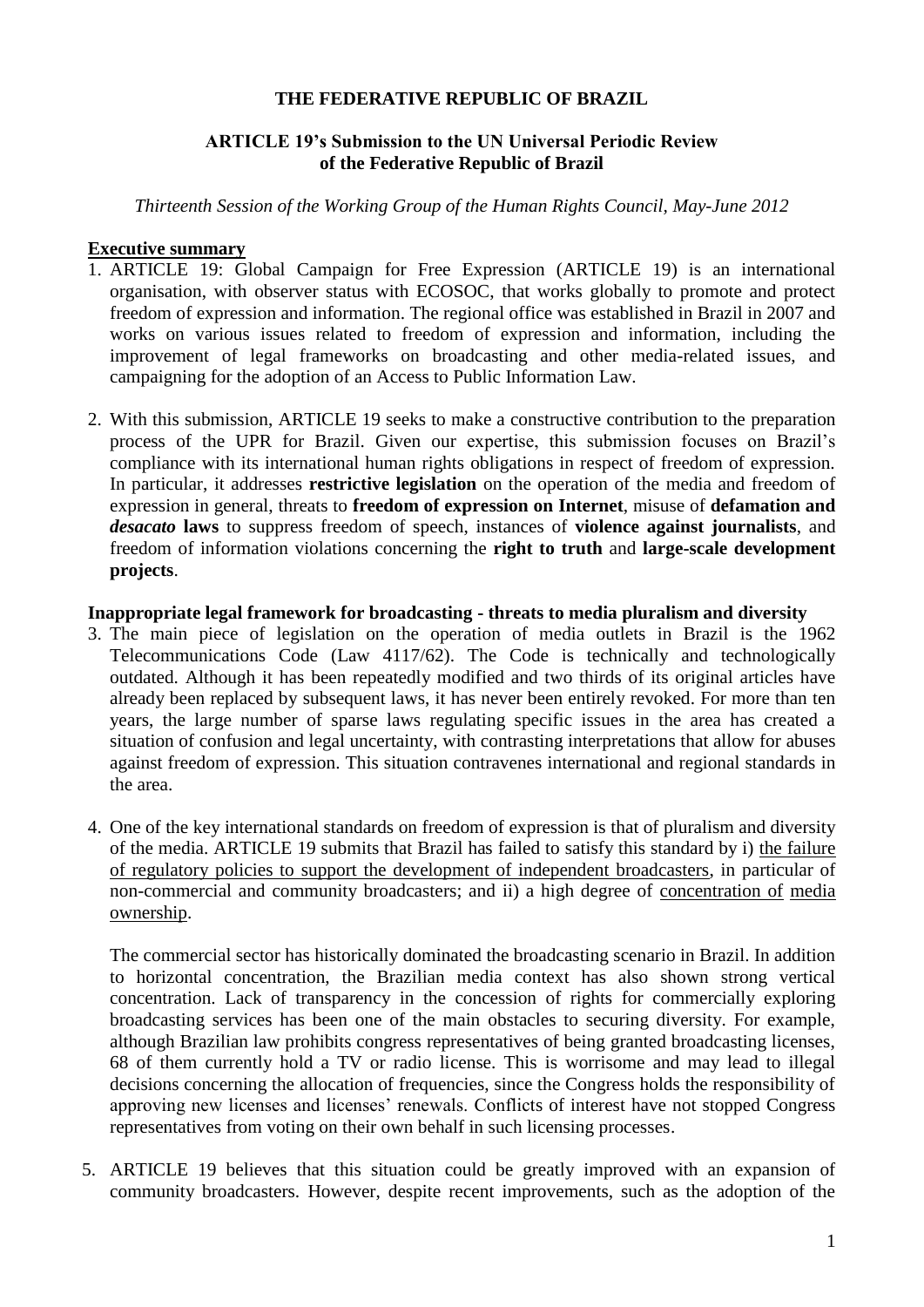**THE FEDERATIVE REPUBLIC OF BRAZIL**

**ARTICLE 19's Submission to the UN Universal Periodic Review of the Federative Republic of Brazil**

*Thirteenth Session of the Working Group of the Human Rights Council, May-June 2012*

## Executive summary

1. ARTICLE 19: Global Campaign for Free Expression (ARTICLE 19) is an international organisation, with observer status with ECOSOC, that works globally to promote and protect freedom of expression and information. The regional office was established in Brazil in 2007 and works on various issues related to freedom of expression and information, including the improvement of legal frameworks on broadcasting and other media-related issues, and campaigning for the adoption of an Access to Public Information Law.

2. With this submission, ARTICLE 19 seeks to make a constructive contribution to the preparation process of the UPR for Brazil. Given our expertise, this submission focuses on Brazil's compliance with its international human rights obligations in respect of freedom of expression. In particular, it addresses **restrictive legislation** on the operation of the media and freedom of expression in general, threats to **freedom of expression on Internet**, misuse of **defamation and *desacato* laws** to suppress freedom of speech, instances of **violence against journalists**, and freedom of information violations concerning the **right to truth** and **large-scale development projects**.

## Inappropriate legal framework for broadcasting - threats to media pluralism and diversity

3. The main piece of legislation on the operation of media outlets in Brazil is the 1962 Telecommunications Code (Law 4117/62). The Code is technically and technologically outdated. Although it has been repeatedly modified and two thirds of its original articles have already been replaced by subsequent laws, it has never been entirely revoked. For more than ten years, the large number of sparse laws regulating specific issues in the area has created a situation of confusion and legal uncertainty, with contrasting interpretations that allow for abuses against freedom of expression. This situation contravenes international and regional standards in the area.

4. One of the key international standards on freedom of expression is that of pluralism and diversity of the media. ARTICLE 19 submits that Brazil has failed to satisfy this standard by i) the failure of regulatory policies to support the development of independent broadcasters, in particular of non-commercial and community broadcasters; and ii) a high degree of concentration of media ownership.

   The commercial sector has historically dominated the broadcasting scenario in Brazil. In addition to horizontal concentration, the Brazilian media context has also shown strong vertical concentration. Lack of transparency in the concession of rights for commercially exploring broadcasting services has been one of the main obstacles to securing diversity. For example, although Brazilian law prohibits congress representatives of being granted broadcasting licenses, 68 of them currently hold a TV or radio license. This is worrisome and may lead to illegal decisions concerning the allocation of frequencies, since the Congress holds the responsibility of approving new licenses and licenses' renewals. Conflicts of interest have not stopped Congress representatives from voting on their own behalf in such licensing processes.

5. ARTICLE 19 believes that this situation could be greatly improved with an expansion of community broadcasters. However, despite recent improvements, such as the adoption of the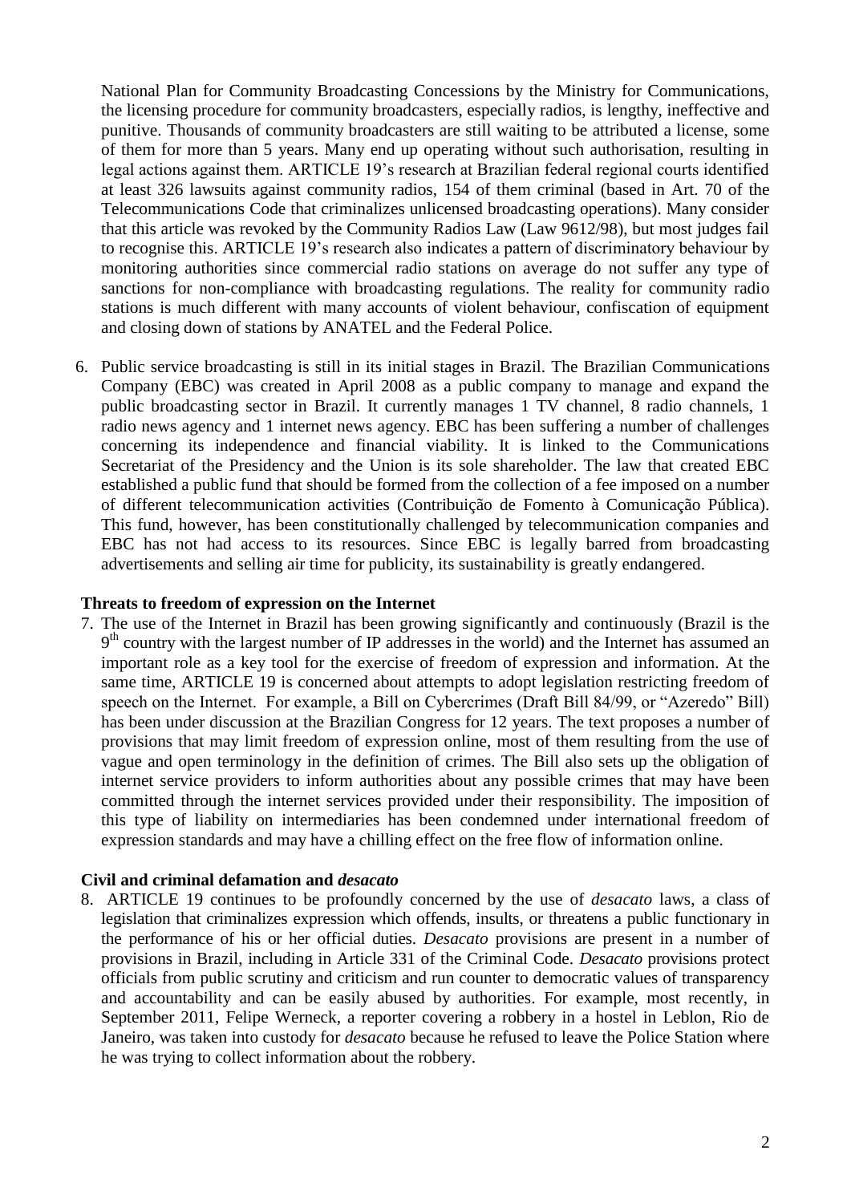National Plan for Community Broadcasting Concessions by the Ministry for Communications, the licensing procedure for community broadcasters, especially radios, is lengthy, ineffective and punitive. Thousands of community broadcasters are still waiting to be attributed a license, some of them for more than 5 years. Many end up operating without such authorisation, resulting in legal actions against them. ARTICLE 19's research at Brazilian federal regional courts identified at least 326 lawsuits against community radios, 154 of them criminal (based in Art. 70 of the Telecommunications Code that criminalizes unlicensed broadcasting operations). Many consider that this article was revoked by the Community Radios Law (Law 9612/98), but most judges fail to recognise this. ARTICLE 19's research also indicates a pattern of discriminatory behaviour by monitoring authorities since commercial radio stations on average do not suffer any type of sanctions for non-compliance with broadcasting regulations. The reality for community radio stations is much different with many accounts of violent behaviour, confiscation of equipment and closing down of stations by ANATEL and the Federal Police.

6. Public service broadcasting is still in its initial stages in Brazil. The Brazilian Communications Company (EBC) was created in April 2008 as a public company to manage and expand the public broadcasting sector in Brazil. It currently manages 1 TV channel, 8 radio channels, 1 radio news agency and 1 internet news agency. EBC has been suffering a number of challenges concerning its independence and financial viability. It is linked to the Communications Secretariat of the Presidency and the Union is its sole shareholder. The law that created EBC established a public fund that should be formed from the collection of a fee imposed on a number of different telecommunication activities (Contribuição de Fomento à Comunicação Pública). This fund, however, has been constitutionally challenged by telecommunication companies and EBC has not had access to its resources. Since EBC is legally barred from broadcasting advertisements and selling air time for publicity, its sustainability is greatly endangered.

**Threats to freedom of expression on the Internet**

7. The use of the Internet in Brazil has been growing significantly and continuously (Brazil is the 9th country with the largest number of IP addresses in the world) and the Internet has assumed an important role as a key tool for the exercise of freedom of expression and information. At the same time, ARTICLE 19 is concerned about attempts to adopt legislation restricting freedom of speech on the Internet. For example, a Bill on Cybercrimes (Draft Bill 84/99, or "Azeredo" Bill) has been under discussion at the Brazilian Congress for 12 years. The text proposes a number of provisions that may limit freedom of expression online, most of them resulting from the use of vague and open terminology in the definition of crimes. The Bill also sets up the obligation of internet service providers to inform authorities about any possible crimes that may have been committed through the internet services provided under their responsibility. The imposition of this type of liability on intermediaries has been condemned under international freedom of expression standards and may have a chilling effect on the free flow of information online.

**Civil and criminal defamation and *desacato***

8. ARTICLE 19 continues to be profoundly concerned by the use of *desacato* laws, a class of legislation that criminalizes expression which offends, insults, or threatens a public functionary in the performance of his or her official duties. *Desacato* provisions are present in a number of provisions in Brazil, including in Article 331 of the Criminal Code. *Desacato* provisions protect officials from public scrutiny and criticism and run counter to democratic values of transparency and accountability and can be easily abused by authorities. For example, most recently, in September 2011, Felipe Werneck, a reporter covering a robbery in a hostel in Leblon, Rio de Janeiro, was taken into custody for *desacato* because he refused to leave the Police Station where he was trying to collect information about the robbery.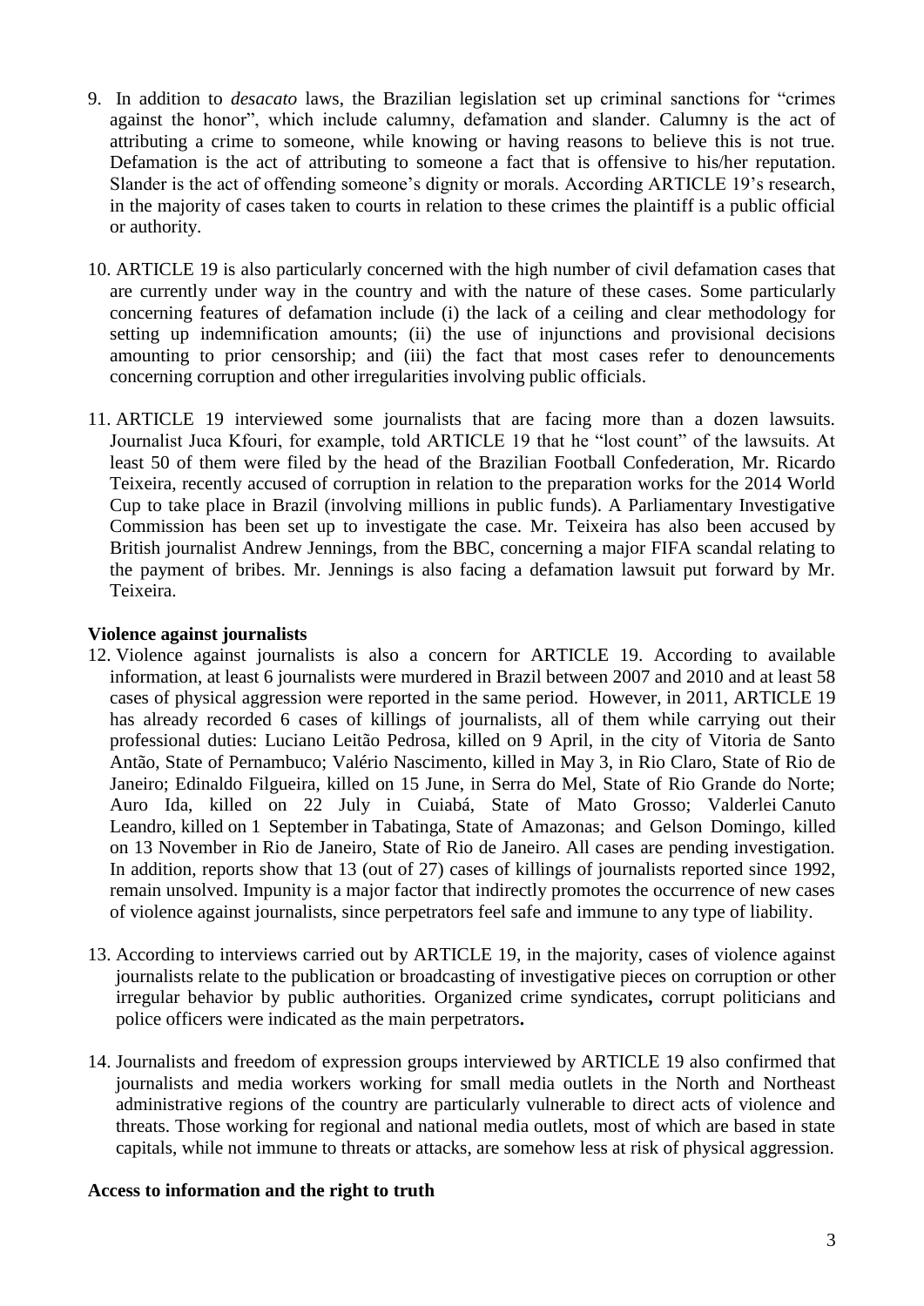9. In addition to *desacato* laws, the Brazilian legislation set up criminal sanctions for "crimes against the honor", which include calumny, defamation and slander. Calumny is the act of attributing a crime to someone, while knowing or having reasons to believe this is not true. Defamation is the act of attributing to someone a fact that is offensive to his/her reputation. Slander is the act of offending someone's dignity or morals. According ARTICLE 19's research, in the majority of cases taken to courts in relation to these crimes the plaintiff is a public official or authority.

10. ARTICLE 19 is also particularly concerned with the high number of civil defamation cases that are currently under way in the country and with the nature of these cases. Some particularly concerning features of defamation include (i) the lack of a ceiling and clear methodology for setting up indemnification amounts; (ii) the use of injunctions and provisional decisions amounting to prior censorship; and (iii) the fact that most cases refer to denouncements concerning corruption and other irregularities involving public officials.

11. ARTICLE 19 interviewed some journalists that are facing more than a dozen lawsuits. Journalist Juca Kfouri, for example, told ARTICLE 19 that he "lost count" of the lawsuits. At least 50 of them were filed by the head of the Brazilian Football Confederation, Mr. Ricardo Teixeira, recently accused of corruption in relation to the preparation works for the 2014 World Cup to take place in Brazil (involving millions in public funds). A Parliamentary Investigative Commission has been set up to investigate the case. Mr. Teixeira has also been accused by British journalist Andrew Jennings, from the BBC, concerning a major FIFA scandal relating to the payment of bribes. Mr. Jennings is also facing a defamation lawsuit put forward by Mr. Teixeira.

**Violence against journalists**

12. Violence against journalists is also a concern for ARTICLE 19. According to available information, at least 6 journalists were murdered in Brazil between 2007 and 2010 and at least 58 cases of physical aggression were reported in the same period. However, in 2011, ARTICLE 19 has already recorded 6 cases of killings of journalists, all of them while carrying out their professional duties: Luciano Leitão Pedrosa, killed on 9 April, in the city of Vitoria de Santo Antão, State of Pernambuco; Valério Nascimento, killed in May 3, in Rio Claro, State of Rio de Janeiro; Edinaldo Filgueira, killed on 15 June, in Serra do Mel, State of Rio Grande do Norte; Auro Ida, killed on 22 July in Cuiabá, State of Mato Grosso; Valderlei Canuto Leandro, killed on 1 September in Tabatinga, State of Amazonas; and Gelson Domingo, killed on 13 November in Rio de Janeiro, State of Rio de Janeiro. All cases are pending investigation. In addition, reports show that 13 (out of 27) cases of killings of journalists reported since 1992, remain unsolved. Impunity is a major factor that indirectly promotes the occurrence of new cases of violence against journalists, since perpetrators feel safe and immune to any type of liability.

13. According to interviews carried out by ARTICLE 19, in the majority, cases of violence against journalists relate to the publication or broadcasting of investigative pieces on corruption or other irregular behavior by public authorities. Organized crime syndicates**,** corrupt politicians and police officers were indicated as the main perpetrators**.**

14. Journalists and freedom of expression groups interviewed by ARTICLE 19 also confirmed that journalists and media workers working for small media outlets in the North and Northeast administrative regions of the country are particularly vulnerable to direct acts of violence and threats. Those working for regional and national media outlets, most of which are based in state capitals, while not immune to threats or attacks, are somehow less at risk of physical aggression.

**Access to information and the right to truth**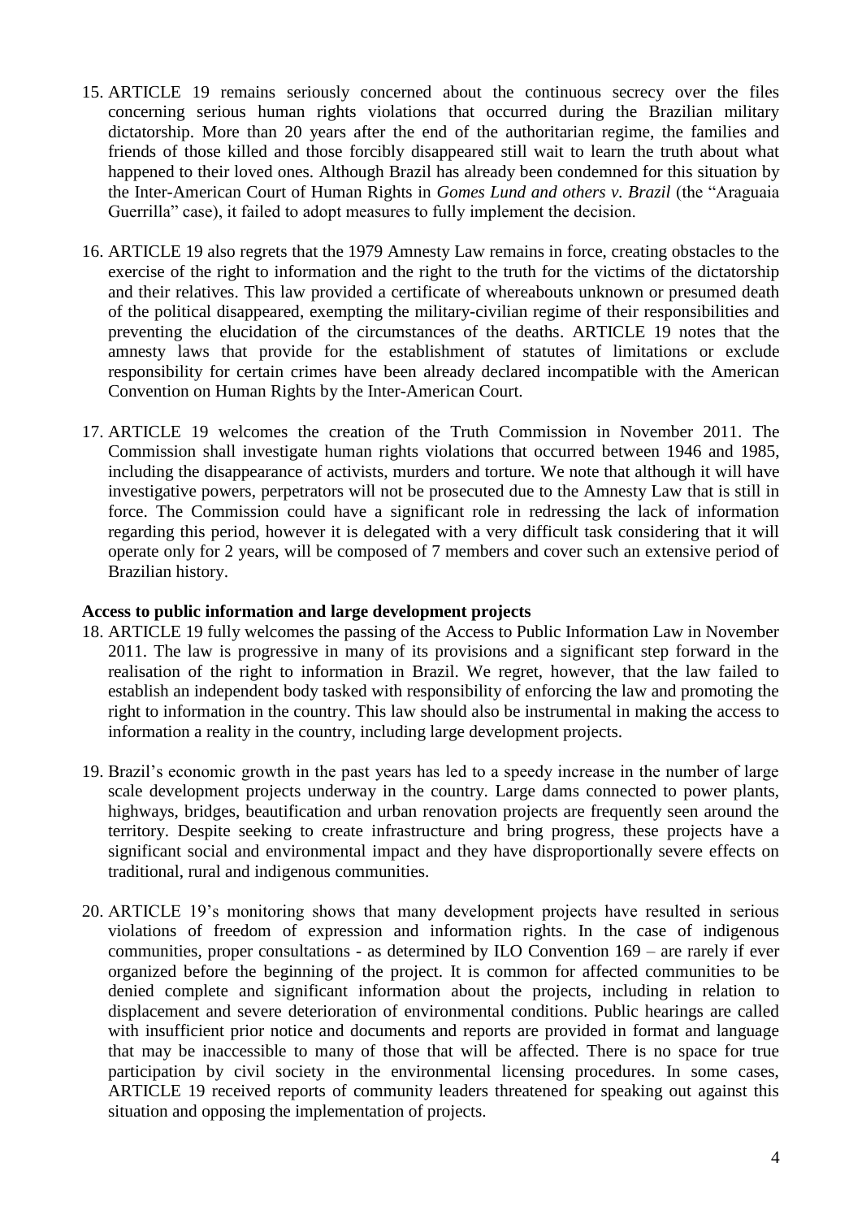15. ARTICLE 19 remains seriously concerned about the continuous secrecy over the files concerning serious human rights violations that occurred during the Brazilian military dictatorship. More than 20 years after the end of the authoritarian regime, the families and friends of those killed and those forcibly disappeared still wait to learn the truth about what happened to their loved ones. Although Brazil has already been condemned for this situation by the Inter-American Court of Human Rights in *Gomes Lund and others v. Brazil* (the "Araguaia Guerrilla" case), it failed to adopt measures to fully implement the decision.

16. ARTICLE 19 also regrets that the 1979 Amnesty Law remains in force, creating obstacles to the exercise of the right to information and the right to the truth for the victims of the dictatorship and their relatives. This law provided a certificate of whereabouts unknown or presumed death of the political disappeared, exempting the military-civilian regime of their responsibilities and preventing the elucidation of the circumstances of the deaths. ARTICLE 19 notes that the amnesty laws that provide for the establishment of statutes of limitations or exclude responsibility for certain crimes have been already declared incompatible with the American Convention on Human Rights by the Inter-American Court.

17. ARTICLE 19 welcomes the creation of the Truth Commission in November 2011. The Commission shall investigate human rights violations that occurred between 1946 and 1985, including the disappearance of activists, murders and torture. We note that although it will have investigative powers, perpetrators will not be prosecuted due to the Amnesty Law that is still in force. The Commission could have a significant role in redressing the lack of information regarding this period, however it is delegated with a very difficult task considering that it will operate only for 2 years, will be composed of 7 members and cover such an extensive period of Brazilian history.

**Access to public information and large development projects**

18. ARTICLE 19 fully welcomes the passing of the Access to Public Information Law in November 2011. The law is progressive in many of its provisions and a significant step forward in the realisation of the right to information in Brazil. We regret, however, that the law failed to establish an independent body tasked with responsibility of enforcing the law and promoting the right to information in the country. This law should also be instrumental in making the access to information a reality in the country, including large development projects.

19. Brazil's economic growth in the past years has led to a speedy increase in the number of large scale development projects underway in the country. Large dams connected to power plants, highways, bridges, beautification and urban renovation projects are frequently seen around the territory. Despite seeking to create infrastructure and bring progress, these projects have a significant social and environmental impact and they have disproportionally severe effects on traditional, rural and indigenous communities.

20. ARTICLE 19's monitoring shows that many development projects have resulted in serious violations of freedom of expression and information rights. In the case of indigenous communities, proper consultations - as determined by ILO Convention 169 – are rarely if ever organized before the beginning of the project. It is common for affected communities to be denied complete and significant information about the projects, including in relation to displacement and severe deterioration of environmental conditions. Public hearings are called with insufficient prior notice and documents and reports are provided in format and language that may be inaccessible to many of those that will be affected. There is no space for true participation by civil society in the environmental licensing procedures. In some cases, ARTICLE 19 received reports of community leaders threatened for speaking out against this situation and opposing the implementation of projects.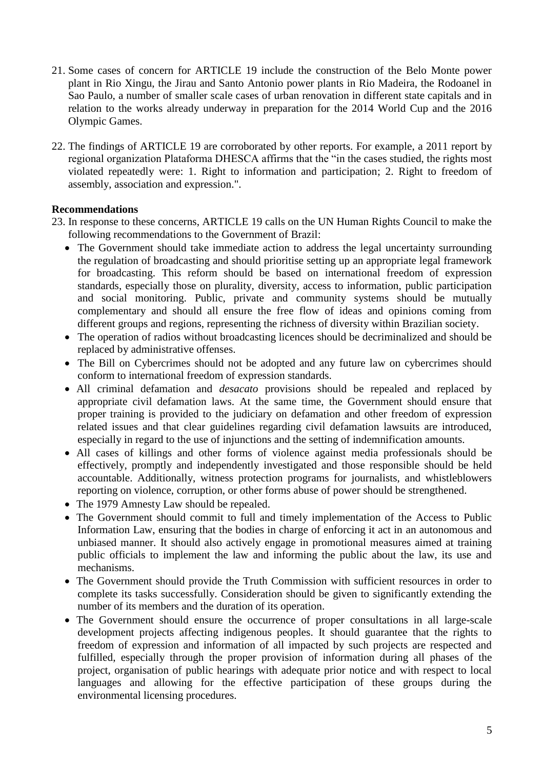21. Some cases of concern for ARTICLE 19 include the construction of the Belo Monte power plant in Rio Xingu, the Jirau and Santo Antonio power plants in Rio Madeira, the Rodoanel in Sao Paulo, a number of smaller scale cases of urban renovation in different state capitals and in relation to the works already underway in preparation for the 2014 World Cup and the 2016 Olympic Games.

22. The findings of ARTICLE 19 are corroborated by other reports. For example, a 2011 report by regional organization Plataforma DHESCA affirms that the "in the cases studied, the rights most violated repeatedly were: 1. Right to information and participation; 2. Right to freedom of assembly, association and expression.".

**Recommendations**

23. In response to these concerns, ARTICLE 19 calls on the UN Human Rights Council to make the following recommendations to the Government of Brazil:
    - The Government should take immediate action to address the legal uncertainty surrounding the regulation of broadcasting and should prioritise setting up an appropriate legal framework for broadcasting. This reform should be based on international freedom of expression standards, especially those on plurality, diversity, access to information, public participation and social monitoring. Public, private and community systems should be mutually complementary and should all ensure the free flow of ideas and opinions coming from different groups and regions, representing the richness of diversity within Brazilian society.
    - The operation of radios without broadcasting licences should be decriminalized and should be replaced by administrative offenses.
    - The Bill on Cybercrimes should not be adopted and any future law on cybercrimes should conform to international freedom of expression standards.
    - All criminal defamation and *desacato* provisions should be repealed and replaced by appropriate civil defamation laws. At the same time, the Government should ensure that proper training is provided to the judiciary on defamation and other freedom of expression related issues and that clear guidelines regarding civil defamation lawsuits are introduced, especially in regard to the use of injunctions and the setting of indemnification amounts.
    - All cases of killings and other forms of violence against media professionals should be effectively, promptly and independently investigated and those responsible should be held accountable. Additionally, witness protection programs for journalists, and whistleblowers reporting on violence, corruption, or other forms abuse of power should be strengthened.
    - The 1979 Amnesty Law should be repealed.
    - The Government should commit to full and timely implementation of the Access to Public Information Law, ensuring that the bodies in charge of enforcing it act in an autonomous and unbiased manner. It should also actively engage in promotional measures aimed at training public officials to implement the law and informing the public about the law, its use and mechanisms.
    - The Government should provide the Truth Commission with sufficient resources in order to complete its tasks successfully. Consideration should be given to significantly extending the number of its members and the duration of its operation.
    - The Government should ensure the occurrence of proper consultations in all large-scale development projects affecting indigenous peoples. It should guarantee that the rights to freedom of expression and information of all impacted by such projects are respected and fulfilled, especially through the proper provision of information during all phases of the project, organisation of public hearings with adequate prior notice and with respect to local languages and allowing for the effective participation of these groups during the environmental licensing procedures.